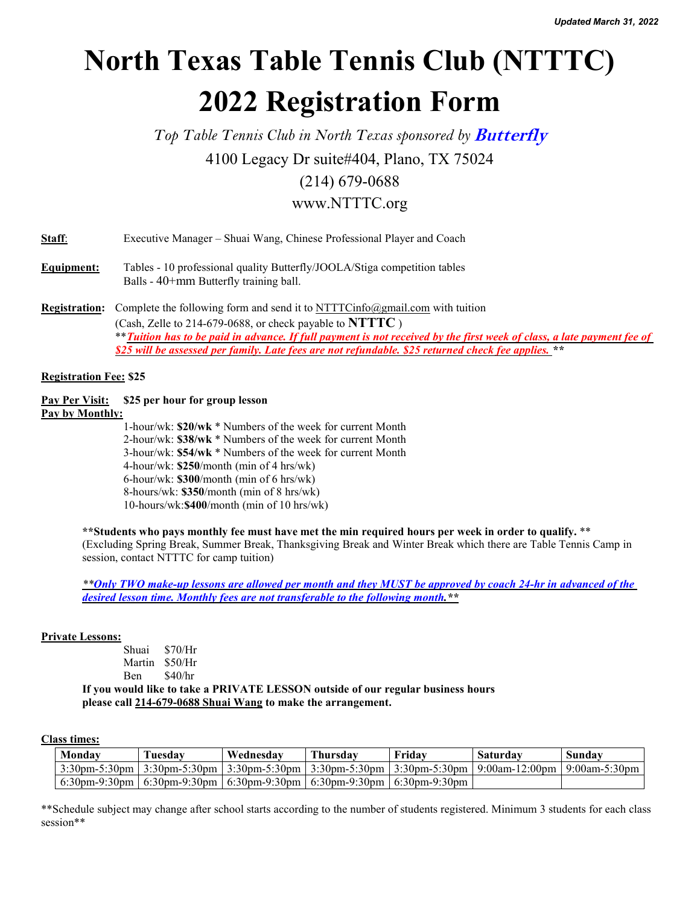*Updated March 31, 2022*

# North Texas Table Tennis Club (NTTTC) 2022 Registration Form

*Top Table Tennis Club in North Texas sponsored by **Butterfly***

4100 Legacy Dr suite#404, Plano, TX 75024

(214) 679-0688

www.NTTTC.org

**Staff**: Executive Manager – Shuai Wang, Chinese Professional Player and Coach

**Equipment:** Tables - 10 professional quality Butterfly/JOOLA/Stiga competition tables
Balls - 40+mm Butterfly training ball.

**Registration:** Complete the following form and send it to NTTTCinfo@gmail.com with tuition (Cash, Zelle to 214-679-0688, or check payable to **NTTTC** )
***\*Tuition has to be paid in advance. If full payment is not received by the first week of class, a late payment fee of $25 will be assessed per family. Late fees are not refundable. $25 returned check fee applies.\*\****

**Registration Fee: $25**

**Pay Per Visit: $25 per hour for group lesson**

**Pay by Monthly:**

1-hour/wk: **$20/wk** * Numbers of the week for current Month
2-hour/wk: **$38/wk** * Numbers of the week for current Month
3-hour/wk: **$54/wk** * Numbers of the week for current Month
4-hour/wk: **$250**/month (min of 4 hrs/wk)
6-hour/wk: **$300**/month (min of 6 hrs/wk)
8-hours/wk: **$350**/month (min of 8 hrs/wk)
10-hours/wk:**$400**/month (min of 10 hrs/wk)

**\*\*Students who pays monthly fee must have met the min required hours per week in order to qualify.** **
(Excluding Spring Break, Summer Break, Thanksgiving Break and Winter Break which there are Table Tennis Camp in session, contact NTTTC for camp tuition)

***\*Only TWO make-up lessons are allowed per month and they MUST be approved by coach 24-hr in advanced of the desired lesson time. Monthly fees are not transferable to the following month.\*\****

**Private Lessons:**

Shuai $70/Hr
Martin $50/Hr
Ben $40/hr

**If you would like to take a PRIVATE LESSON outside of our regular business hours please call 214-679-0688 Shuai Wang to make the arrangement.**

**Class times:**

| Monday | Tuesday | Wednesday | Thursday | Friday | Saturday | Sunday |
|---|---|---|---|---|---|---|
| 3:30pm-5:30pm | 3:30pm-5:30pm | 3:30pm-5:30pm | 3:30pm-5:30pm | 3:30pm-5:30pm | 9:00am-12:00pm | 9:00am-5:30pm |
| 6:30pm-9:30pm | 6:30pm-9:30pm | 6:30pm-9:30pm | 6:30pm-9:30pm | 6:30pm-9:30pm | | |

**Schedule subject may change after school starts according to the number of students registered. Minimum 3 students for each class session**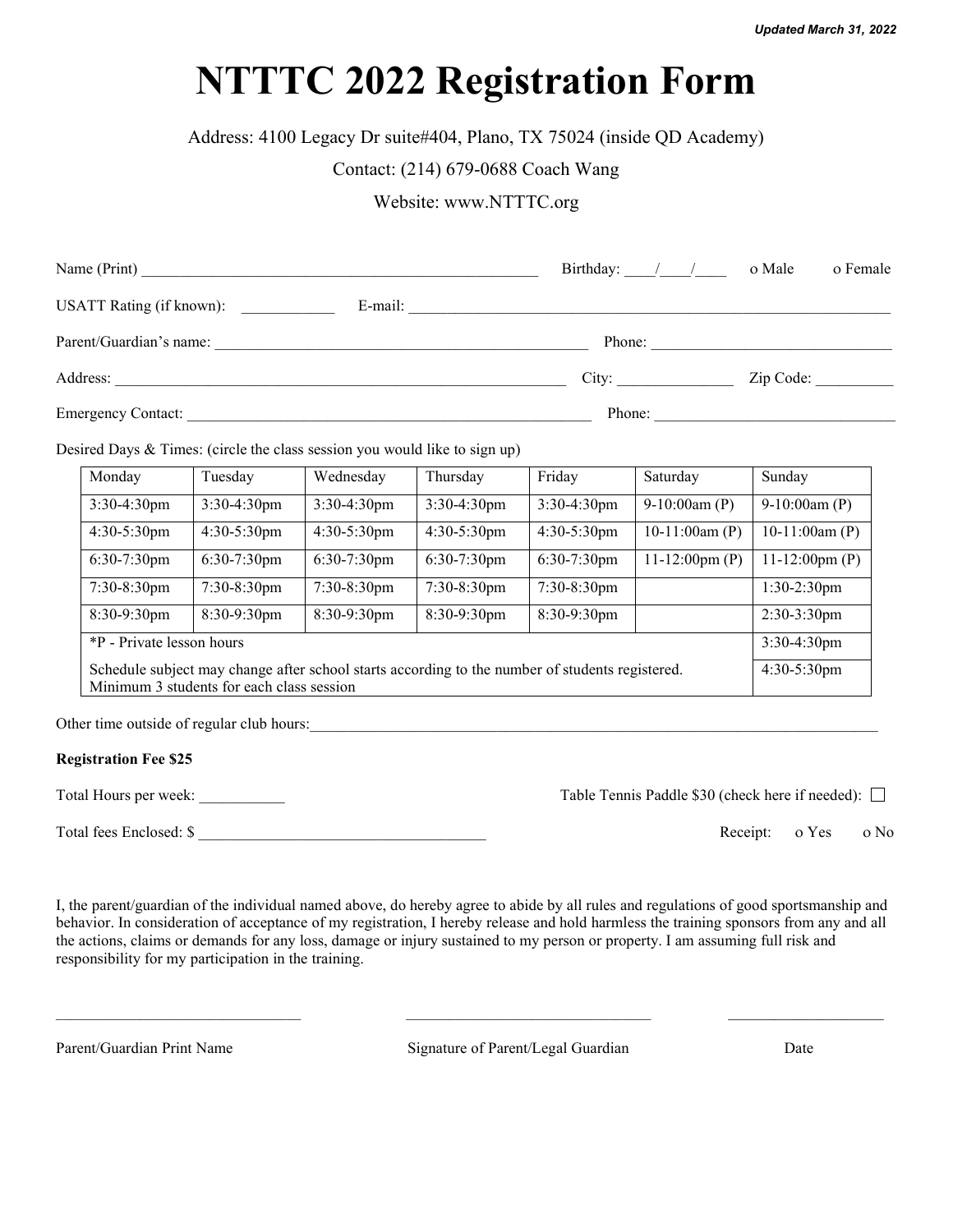*Updated March 31, 2022*

# NTTTC 2022 Registration Form

Address: 4100 Legacy Dr suite#404, Plano, TX 75024 (inside QD Academy)

Contact: (214) 679-0688 Coach Wang

Website: www.NTTTC.org

Name (Print) ____________________________________________________ Birthday: ____/____/____ o Male o Female

USATT Rating (if known): ____________ E-mail: ________________________________________________________________

Parent/Guardian's name: __________________________________________________ Phone: ________________________________

Address: _____________________________________________________________ City: _______________ Zip Code: __________

Emergency Contact: _____________________________________________________ Phone: ________________________________

Desired Days & Times: (circle the class session you would like to sign up)

| Monday | Tuesday | Wednesday | Thursday | Friday | Saturday | Sunday |
|---|---|---|---|---|---|---|
| 3:30-4:30pm | 3:30-4:30pm | 3:30-4:30pm | 3:30-4:30pm | 3:30-4:30pm | 9-10:00am (P) | 9-10:00am (P) |
| 4:30-5:30pm | 4:30-5:30pm | 4:30-5:30pm | 4:30-5:30pm | 4:30-5:30pm | 10-11:00am (P) | 10-11:00am (P) |
| 6:30-7:30pm | 6:30-7:30pm | 6:30-7:30pm | 6:30-7:30pm | 6:30-7:30pm | 11-12:00pm (P) | 11-12:00pm (P) |
| 7:30-8:30pm | 7:30-8:30pm | 7:30-8:30pm | 7:30-8:30pm | 7:30-8:30pm | | 1:30-2:30pm |
| 8:30-9:30pm | 8:30-9:30pm | 8:30-9:30pm | 8:30-9:30pm | 8:30-9:30pm | | 2:30-3:30pm |
| *P - Private lesson hours | | | | | | 3:30-4:30pm |
| Schedule subject may change after school starts according to the number of students registered. Minimum 3 students for each class session | | | | | | 4:30-5:30pm |

Other time outside of regular club hours:_______________________________________________________________________________

**Registration Fee $25**

Total Hours per week: ___________ Table Tennis Paddle $30 (check here if needed): ☐

Total fees Enclosed: $ ______________________________________ Receipt: o Yes o No

I, the parent/guardian of the individual named above, do hereby agree to abide by all rules and regulations of good sportsmanship and behavior. In consideration of acceptance of my registration, I hereby release and hold harmless the training sponsors from any and all the actions, claims or demands for any loss, damage or injury sustained to my person or property. I am assuming full risk and responsibility for my participation in the training.

________________________________ ________________________________ ____________________

Parent/Guardian Print Name Signature of Parent/Legal Guardian Date